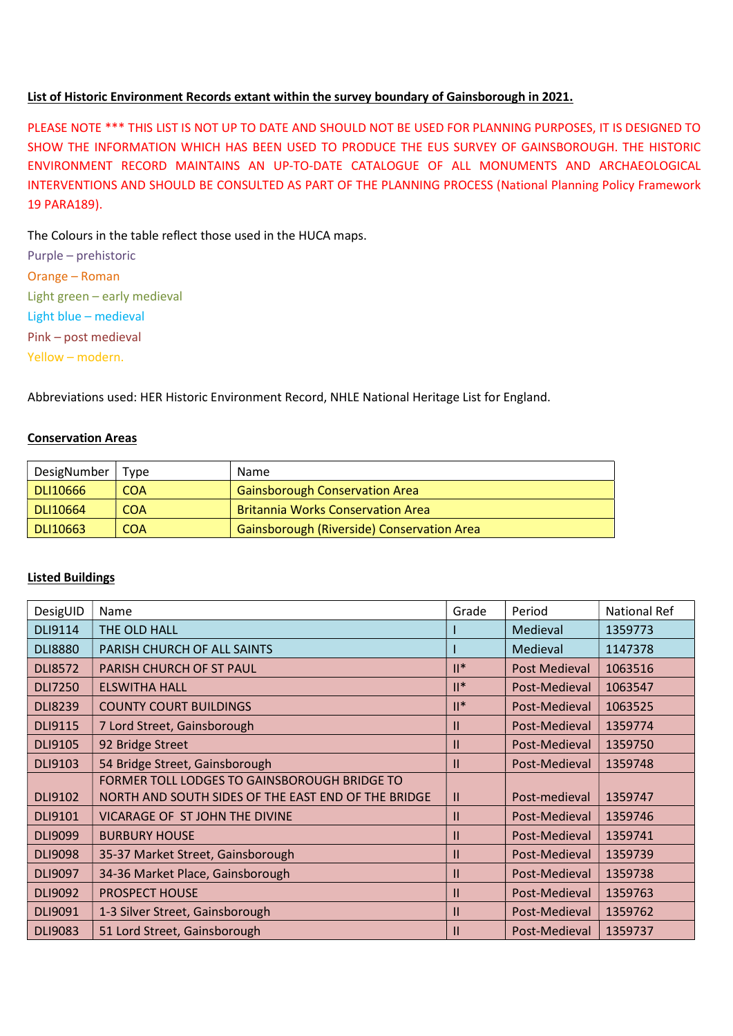**List of Historic Environment Records extant within the survey boundary of Gainsborough in 2021.**

PLEASE NOTE *** THIS LIST IS NOT UP TO DATE AND SHOULD NOT BE USED FOR PLANNING PURPOSES, IT IS DESIGNED TO SHOW THE INFORMATION WHICH HAS BEEN USED TO PRODUCE THE EUS SURVEY OF GAINSBOROUGH. THE HISTORIC ENVIRONMENT RECORD MAINTAINS AN UP-TO-DATE CATALOGUE OF ALL MONUMENTS AND ARCHAEOLOGICAL INTERVENTIONS AND SHOULD BE CONSULTED AS PART OF THE PLANNING PROCESS (National Planning Policy Framework 19 PARA189).

The Colours in the table reflect those used in the HUCA maps.

Purple – prehistoric

Orange – Roman

Light green – early medieval

Light blue – medieval

Pink – post medieval

Yellow – modern.

Abbreviations used: HER Historic Environment Record, NHLE National Heritage List for England.

**Conservation Areas**

| DesigNumber | Type | Name |
|---|---|---|
| DLI10666 | COA | Gainsborough Conservation Area |
| DLI10664 | COA | Britannia Works Conservation Area |
| DLI10663 | COA | Gainsborough (Riverside) Conservation Area |

**Listed Buildings**

| DesigUID | Name | Grade | Period | National Ref |
|---|---|---|---|---|
| DLI9114 | THE OLD HALL | I | Medieval | 1359773 |
| DLI8880 | PARISH CHURCH OF ALL SAINTS | I | Medieval | 1147378 |
| DLI8572 | PARISH CHURCH OF ST PAUL | II* | Post Medieval | 1063516 |
| DLI7250 | ELSWITHA HALL | II* | Post-Medieval | 1063547 |
| DLI8239 | COUNTY COURT BUILDINGS | II* | Post-Medieval | 1063525 |
| DLI9115 | 7 Lord Street, Gainsborough | II | Post-Medieval | 1359774 |
| DLI9105 | 92 Bridge Street | II | Post-Medieval | 1359750 |
| DLI9103 | 54 Bridge Street, Gainsborough | II | Post-Medieval | 1359748 |
| DLI9102 | FORMER TOLL LODGES TO GAINSBOROUGH BRIDGE TO NORTH AND SOUTH SIDES OF THE EAST END OF THE BRIDGE | II | Post-medieval | 1359747 |
| DLI9101 | VICARAGE OF ST JOHN THE DIVINE | II | Post-Medieval | 1359746 |
| DLI9099 | BURBURY HOUSE | II | Post-Medieval | 1359741 |
| DLI9098 | 35-37 Market Street, Gainsborough | II | Post-Medieval | 1359739 |
| DLI9097 | 34-36 Market Place, Gainsborough | II | Post-Medieval | 1359738 |
| DLI9092 | PROSPECT HOUSE | II | Post-Medieval | 1359763 |
| DLI9091 | 1-3 Silver Street, Gainsborough | II | Post-Medieval | 1359762 |
| DLI9083 | 51 Lord Street, Gainsborough | II | Post-Medieval | 1359737 |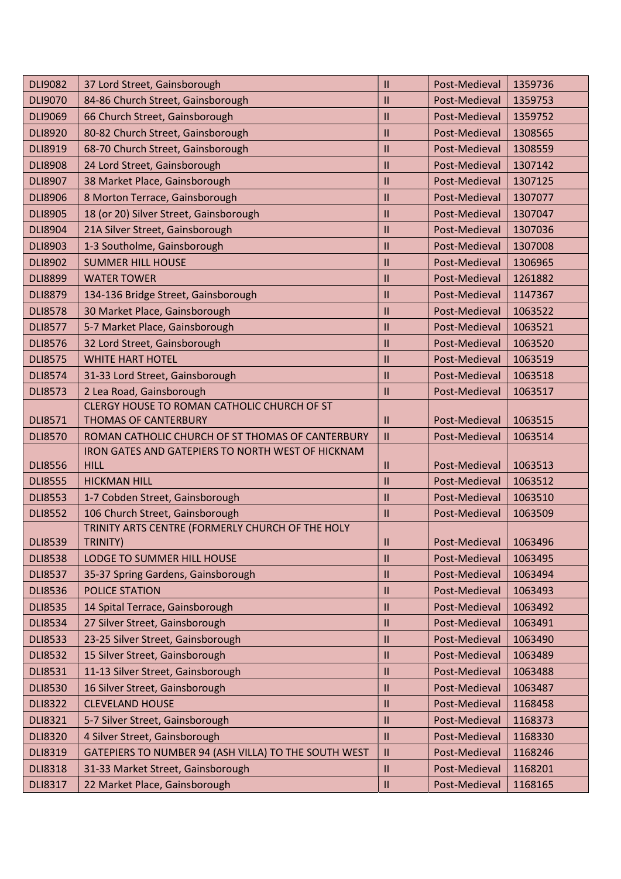| | | | | |
|---|---|---|---|---|
| DLI9082 | 37 Lord Street, Gainsborough | II | Post-Medieval | 1359736 |
| DLI9070 | 84-86 Church Street, Gainsborough | II | Post-Medieval | 1359753 |
| DLI9069 | 66 Church Street, Gainsborough | II | Post-Medieval | 1359752 |
| DLI8920 | 80-82 Church Street, Gainsborough | II | Post-Medieval | 1308565 |
| DLI8919 | 68-70 Church Street, Gainsborough | II | Post-Medieval | 1308559 |
| DLI8908 | 24 Lord Street, Gainsborough | II | Post-Medieval | 1307142 |
| DLI8907 | 38 Market Place, Gainsborough | II | Post-Medieval | 1307125 |
| DLI8906 | 8 Morton Terrace, Gainsborough | II | Post-Medieval | 1307077 |
| DLI8905 | 18 (or 20) Silver Street, Gainsborough | II | Post-Medieval | 1307047 |
| DLI8904 | 21A Silver Street, Gainsborough | II | Post-Medieval | 1307036 |
| DLI8903 | 1-3 Southolme, Gainsborough | II | Post-Medieval | 1307008 |
| DLI8902 | SUMMER HILL HOUSE | II | Post-Medieval | 1306965 |
| DLI8899 | WATER TOWER | II | Post-Medieval | 1261882 |
| DLI8879 | 134-136 Bridge Street, Gainsborough | II | Post-Medieval | 1147367 |
| DLI8578 | 30 Market Place, Gainsborough | II | Post-Medieval | 1063522 |
| DLI8577 | 5-7 Market Place, Gainsborough | II | Post-Medieval | 1063521 |
| DLI8576 | 32 Lord Street, Gainsborough | II | Post-Medieval | 1063520 |
| DLI8575 | WHITE HART HOTEL | II | Post-Medieval | 1063519 |
| DLI8574 | 31-33 Lord Street, Gainsborough | II | Post-Medieval | 1063518 |
| DLI8573 | 2 Lea Road, Gainsborough | II | Post-Medieval | 1063517 |
| DLI8571 | CLERGY HOUSE TO ROMAN CATHOLIC CHURCH OF ST THOMAS OF CANTERBURY | II | Post-Medieval | 1063515 |
| DLI8570 | ROMAN CATHOLIC CHURCH OF ST THOMAS OF CANTERBURY | II | Post-Medieval | 1063514 |
| DLI8556 | IRON GATES AND GATEPIERS TO NORTH WEST OF HICKNAM HILL | II | Post-Medieval | 1063513 |
| DLI8555 | HICKMAN HILL | II | Post-Medieval | 1063512 |
| DLI8553 | 1-7 Cobden Street, Gainsborough | II | Post-Medieval | 1063510 |
| DLI8552 | 106 Church Street, Gainsborough | II | Post-Medieval | 1063509 |
| DLI8539 | TRINITY ARTS CENTRE (FORMERLY CHURCH OF THE HOLY TRINITY) | II | Post-Medieval | 1063496 |
| DLI8538 | LODGE TO SUMMER HILL HOUSE | II | Post-Medieval | 1063495 |
| DLI8537 | 35-37 Spring Gardens, Gainsborough | II | Post-Medieval | 1063494 |
| DLI8536 | POLICE STATION | II | Post-Medieval | 1063493 |
| DLI8535 | 14 Spital Terrace, Gainsborough | II | Post-Medieval | 1063492 |
| DLI8534 | 27 Silver Street, Gainsborough | II | Post-Medieval | 1063491 |
| DLI8533 | 23-25 Silver Street, Gainsborough | II | Post-Medieval | 1063490 |
| DLI8532 | 15 Silver Street, Gainsborough | II | Post-Medieval | 1063489 |
| DLI8531 | 11-13 Silver Street, Gainsborough | II | Post-Medieval | 1063488 |
| DLI8530 | 16 Silver Street, Gainsborough | II | Post-Medieval | 1063487 |
| DLI8322 | CLEVELAND HOUSE | II | Post-Medieval | 1168458 |
| DLI8321 | 5-7 Silver Street, Gainsborough | II | Post-Medieval | 1168373 |
| DLI8320 | 4 Silver Street, Gainsborough | II | Post-Medieval | 1168330 |
| DLI8319 | GATEPIERS TO NUMBER 94 (ASH VILLA) TO THE SOUTH WEST | II | Post-Medieval | 1168246 |
| DLI8318 | 31-33 Market Street, Gainsborough | II | Post-Medieval | 1168201 |
| DLI8317 | 22 Market Place, Gainsborough | II | Post-Medieval | 1168165 |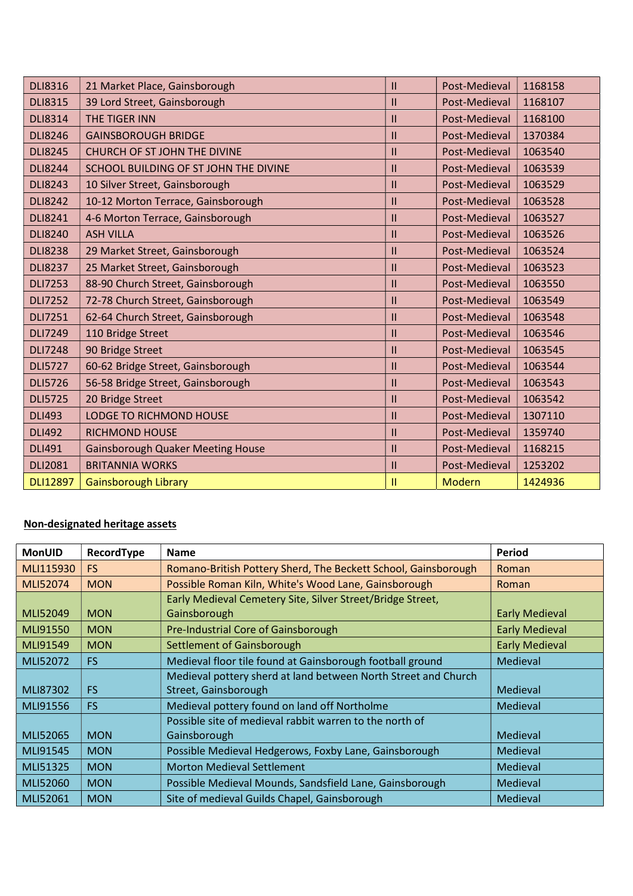| | | | | |
|---|---|---|---|---|
| DLI8316 | 21 Market Place, Gainsborough | II | Post-Medieval | 1168158 |
| DLI8315 | 39 Lord Street, Gainsborough | II | Post-Medieval | 1168107 |
| DLI8314 | THE TIGER INN | II | Post-Medieval | 1168100 |
| DLI8246 | GAINSBOROUGH BRIDGE | II | Post-Medieval | 1370384 |
| DLI8245 | CHURCH OF ST JOHN THE DIVINE | II | Post-Medieval | 1063540 |
| DLI8244 | SCHOOL BUILDING OF ST JOHN THE DIVINE | II | Post-Medieval | 1063539 |
| DLI8243 | 10 Silver Street, Gainsborough | II | Post-Medieval | 1063529 |
| DLI8242 | 10-12 Morton Terrace, Gainsborough | II | Post-Medieval | 1063528 |
| DLI8241 | 4-6 Morton Terrace, Gainsborough | II | Post-Medieval | 1063527 |
| DLI8240 | ASH VILLA | II | Post-Medieval | 1063526 |
| DLI8238 | 29 Market Street, Gainsborough | II | Post-Medieval | 1063524 |
| DLI8237 | 25 Market Street, Gainsborough | II | Post-Medieval | 1063523 |
| DLI7253 | 88-90 Church Street, Gainsborough | II | Post-Medieval | 1063550 |
| DLI7252 | 72-78 Church Street, Gainsborough | II | Post-Medieval | 1063549 |
| DLI7251 | 62-64 Church Street, Gainsborough | II | Post-Medieval | 1063548 |
| DLI7249 | 110 Bridge Street | II | Post-Medieval | 1063546 |
| DLI7248 | 90 Bridge Street | II | Post-Medieval | 1063545 |
| DLI5727 | 60-62 Bridge Street, Gainsborough | II | Post-Medieval | 1063544 |
| DLI5726 | 56-58 Bridge Street, Gainsborough | II | Post-Medieval | 1063543 |
| DLI5725 | 20 Bridge Street | II | Post-Medieval | 1063542 |
| DLI493 | LODGE TO RICHMOND HOUSE | II | Post-Medieval | 1307110 |
| DLI492 | RICHMOND HOUSE | II | Post-Medieval | 1359740 |
| DLI491 | Gainsborough Quaker Meeting House | II | Post-Medieval | 1168215 |
| DLI2081 | BRITANNIA WORKS | II | Post-Medieval | 1253202 |
| DLI12897 | Gainsborough Library | II | Modern | 1424936 |

**Non-designated heritage assets**

| MonUID | RecordType | Name | Period |
|---|---|---|---|
| MLI115930 | FS | Romano-British Pottery Sherd, The Beckett School, Gainsborough | Roman |
| MLI52074 | MON | Possible Roman Kiln, White's Wood Lane, Gainsborough | Roman |
| MLI52049 | MON | Early Medieval Cemetery Site, Silver Street/Bridge Street, Gainsborough | Early Medieval |
| MLI91550 | MON | Pre-Industrial Core of Gainsborough | Early Medieval |
| MLI91549 | MON | Settlement of Gainsborough | Early Medieval |
| MLI52072 | FS | Medieval floor tile found at Gainsborough football ground | Medieval |
| MLI87302 | FS | Medieval pottery sherd at land between North Street and Church Street, Gainsborough | Medieval |
| MLI91556 | FS | Medieval pottery found on land off Northolme | Medieval |
| MLI52065 | MON | Possible site of medieval rabbit warren to the north of Gainsborough | Medieval |
| MLI91545 | MON | Possible Medieval Hedgerows, Foxby Lane, Gainsborough | Medieval |
| MLI51325 | MON | Morton Medieval Settlement | Medieval |
| MLI52060 | MON | Possible Medieval Mounds, Sandsfield Lane, Gainsborough | Medieval |
| MLI52061 | MON | Site of medieval Guilds Chapel, Gainsborough | Medieval |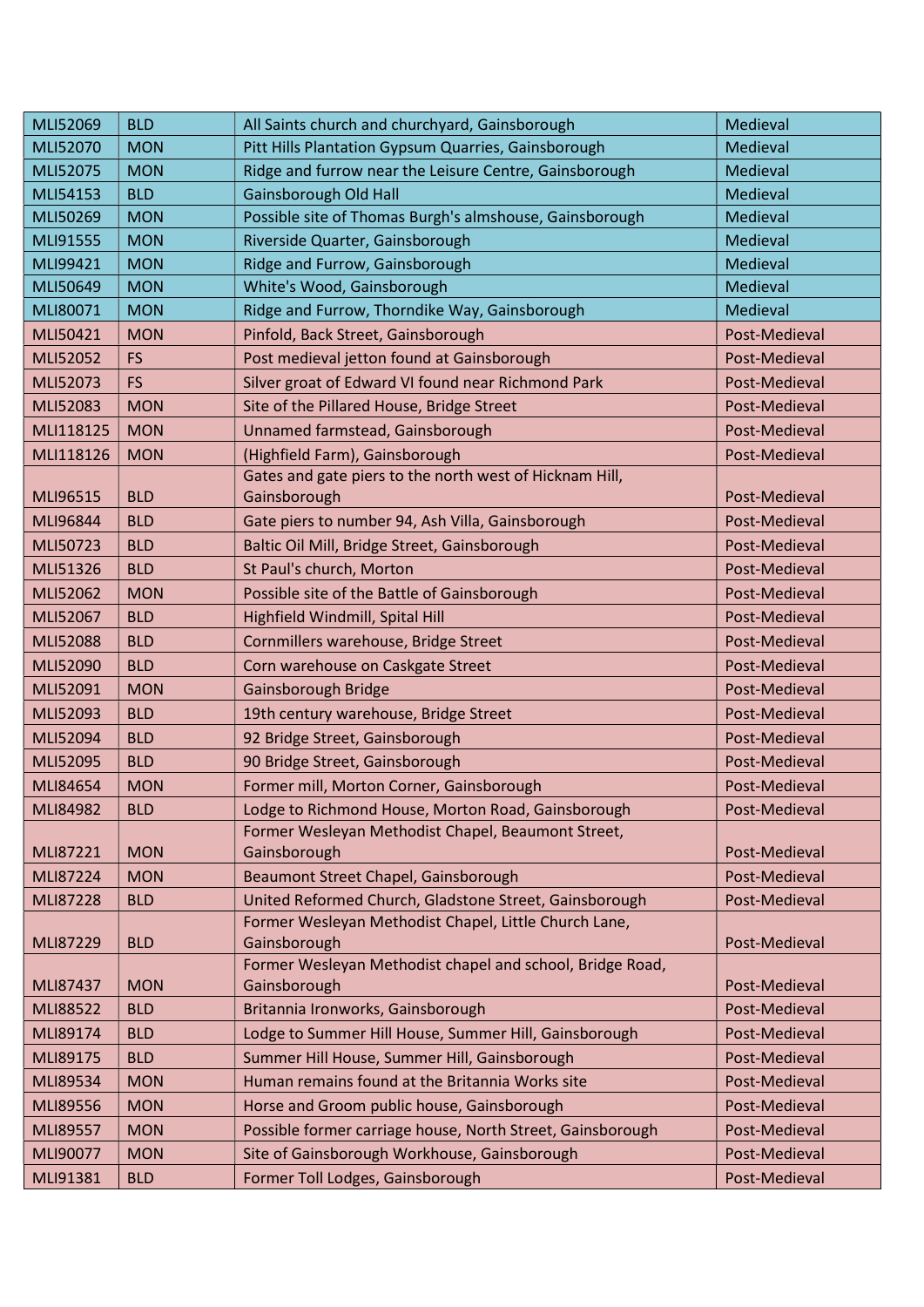| MLI52069 | BLD | All Saints church and churchyard, Gainsborough | Medieval |
|---|---|---|---|
| MLI52070 | MON | Pitt Hills Plantation Gypsum Quarries, Gainsborough | Medieval |
| MLI52075 | MON | Ridge and furrow near the Leisure Centre, Gainsborough | Medieval |
| MLI54153 | BLD | Gainsborough Old Hall | Medieval |
| MLI50269 | MON | Possible site of Thomas Burgh's almshouse, Gainsborough | Medieval |
| MLI91555 | MON | Riverside Quarter, Gainsborough | Medieval |
| MLI99421 | MON | Ridge and Furrow, Gainsborough | Medieval |
| MLI50649 | MON | White's Wood, Gainsborough | Medieval |
| MLI80071 | MON | Ridge and Furrow, Thorndike Way, Gainsborough | Medieval |
| MLI50421 | MON | Pinfold, Back Street, Gainsborough | Post-Medieval |
| MLI52052 | FS | Post medieval jetton found at Gainsborough | Post-Medieval |
| MLI52073 | FS | Silver groat of Edward VI found near Richmond Park | Post-Medieval |
| MLI52083 | MON | Site of the Pillared House, Bridge Street | Post-Medieval |
| MLI118125 | MON | Unnamed farmstead, Gainsborough | Post-Medieval |
| MLI118126 | MON | (Highfield Farm), Gainsborough | Post-Medieval |
| MLI96515 | BLD | Gates and gate piers to the north west of Hicknam Hill, Gainsborough | Post-Medieval |
| MLI96844 | BLD | Gate piers to number 94, Ash Villa, Gainsborough | Post-Medieval |
| MLI50723 | BLD | Baltic Oil Mill, Bridge Street, Gainsborough | Post-Medieval |
| MLI51326 | BLD | St Paul's church, Morton | Post-Medieval |
| MLI52062 | MON | Possible site of the Battle of Gainsborough | Post-Medieval |
| MLI52067 | BLD | Highfield Windmill, Spital Hill | Post-Medieval |
| MLI52088 | BLD | Cornmillers warehouse, Bridge Street | Post-Medieval |
| MLI52090 | BLD | Corn warehouse on Caskgate Street | Post-Medieval |
| MLI52091 | MON | Gainsborough Bridge | Post-Medieval |
| MLI52093 | BLD | 19th century warehouse, Bridge Street | Post-Medieval |
| MLI52094 | BLD | 92 Bridge Street, Gainsborough | Post-Medieval |
| MLI52095 | BLD | 90 Bridge Street, Gainsborough | Post-Medieval |
| MLI84654 | MON | Former mill, Morton Corner, Gainsborough | Post-Medieval |
| MLI84982 | BLD | Lodge to Richmond House, Morton Road, Gainsborough | Post-Medieval |
| MLI87221 | MON | Former Wesleyan Methodist Chapel, Beaumont Street, Gainsborough | Post-Medieval |
| MLI87224 | MON | Beaumont Street Chapel, Gainsborough | Post-Medieval |
| MLI87228 | BLD | United Reformed Church, Gladstone Street, Gainsborough | Post-Medieval |
| MLI87229 | BLD | Former Wesleyan Methodist Chapel, Little Church Lane, Gainsborough | Post-Medieval |
| MLI87437 | MON | Former Wesleyan Methodist chapel and school, Bridge Road, Gainsborough | Post-Medieval |
| MLI88522 | BLD | Britannia Ironworks, Gainsborough | Post-Medieval |
| MLI89174 | BLD | Lodge to Summer Hill House, Summer Hill, Gainsborough | Post-Medieval |
| MLI89175 | BLD | Summer Hill House, Summer Hill, Gainsborough | Post-Medieval |
| MLI89534 | MON | Human remains found at the Britannia Works site | Post-Medieval |
| MLI89556 | MON | Horse and Groom public house, Gainsborough | Post-Medieval |
| MLI89557 | MON | Possible former carriage house, North Street, Gainsborough | Post-Medieval |
| MLI90077 | MON | Site of Gainsborough Workhouse, Gainsborough | Post-Medieval |
| MLI91381 | BLD | Former Toll Lodges, Gainsborough | Post-Medieval |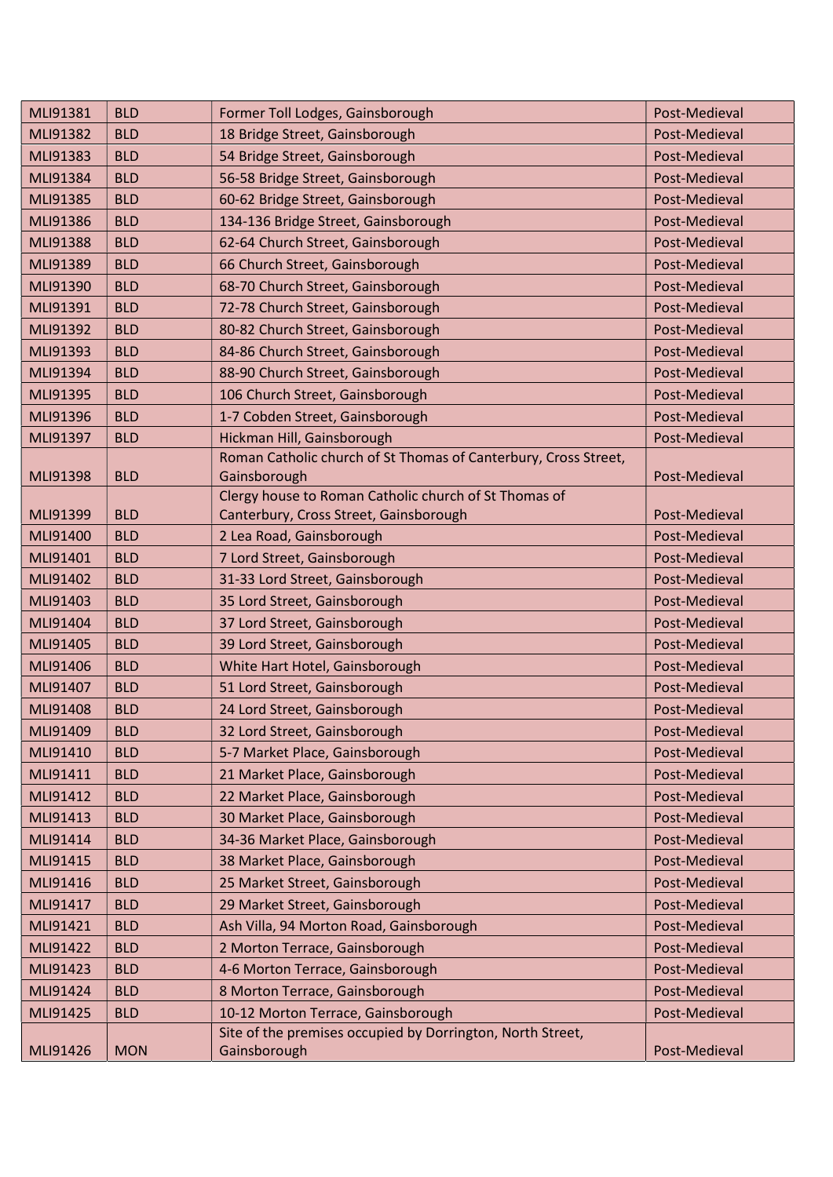| MLI91381 | BLD | Former Toll Lodges, Gainsborough | Post-Medieval |
|---|---|---|---|
| MLI91382 | BLD | 18 Bridge Street, Gainsborough | Post-Medieval |
| MLI91383 | BLD | 54 Bridge Street, Gainsborough | Post-Medieval |
| MLI91384 | BLD | 56-58 Bridge Street, Gainsborough | Post-Medieval |
| MLI91385 | BLD | 60-62 Bridge Street, Gainsborough | Post-Medieval |
| MLI91386 | BLD | 134-136 Bridge Street, Gainsborough | Post-Medieval |
| MLI91388 | BLD | 62-64 Church Street, Gainsborough | Post-Medieval |
| MLI91389 | BLD | 66 Church Street, Gainsborough | Post-Medieval |
| MLI91390 | BLD | 68-70 Church Street, Gainsborough | Post-Medieval |
| MLI91391 | BLD | 72-78 Church Street, Gainsborough | Post-Medieval |
| MLI91392 | BLD | 80-82 Church Street, Gainsborough | Post-Medieval |
| MLI91393 | BLD | 84-86 Church Street, Gainsborough | Post-Medieval |
| MLI91394 | BLD | 88-90 Church Street, Gainsborough | Post-Medieval |
| MLI91395 | BLD | 106 Church Street, Gainsborough | Post-Medieval |
| MLI91396 | BLD | 1-7 Cobden Street, Gainsborough | Post-Medieval |
| MLI91397 | BLD | Hickman Hill, Gainsborough | Post-Medieval |
| MLI91398 | BLD | Roman Catholic church of St Thomas of Canterbury, Cross Street, Gainsborough | Post-Medieval |
| MLI91399 | BLD | Clergy house to Roman Catholic church of St Thomas of Canterbury, Cross Street, Gainsborough | Post-Medieval |
| MLI91400 | BLD | 2 Lea Road, Gainsborough | Post-Medieval |
| MLI91401 | BLD | 7 Lord Street, Gainsborough | Post-Medieval |
| MLI91402 | BLD | 31-33 Lord Street, Gainsborough | Post-Medieval |
| MLI91403 | BLD | 35 Lord Street, Gainsborough | Post-Medieval |
| MLI91404 | BLD | 37 Lord Street, Gainsborough | Post-Medieval |
| MLI91405 | BLD | 39 Lord Street, Gainsborough | Post-Medieval |
| MLI91406 | BLD | White Hart Hotel, Gainsborough | Post-Medieval |
| MLI91407 | BLD | 51 Lord Street, Gainsborough | Post-Medieval |
| MLI91408 | BLD | 24 Lord Street, Gainsborough | Post-Medieval |
| MLI91409 | BLD | 32 Lord Street, Gainsborough | Post-Medieval |
| MLI91410 | BLD | 5-7 Market Place, Gainsborough | Post-Medieval |
| MLI91411 | BLD | 21 Market Place, Gainsborough | Post-Medieval |
| MLI91412 | BLD | 22 Market Place, Gainsborough | Post-Medieval |
| MLI91413 | BLD | 30 Market Place, Gainsborough | Post-Medieval |
| MLI91414 | BLD | 34-36 Market Place, Gainsborough | Post-Medieval |
| MLI91415 | BLD | 38 Market Place, Gainsborough | Post-Medieval |
| MLI91416 | BLD | 25 Market Street, Gainsborough | Post-Medieval |
| MLI91417 | BLD | 29 Market Street, Gainsborough | Post-Medieval |
| MLI91421 | BLD | Ash Villa, 94 Morton Road, Gainsborough | Post-Medieval |
| MLI91422 | BLD | 2 Morton Terrace, Gainsborough | Post-Medieval |
| MLI91423 | BLD | 4-6 Morton Terrace, Gainsborough | Post-Medieval |
| MLI91424 | BLD | 8 Morton Terrace, Gainsborough | Post-Medieval |
| MLI91425 | BLD | 10-12 Morton Terrace, Gainsborough | Post-Medieval |
| MLI91426 | MON | Site of the premises occupied by Dorrington, North Street, Gainsborough | Post-Medieval |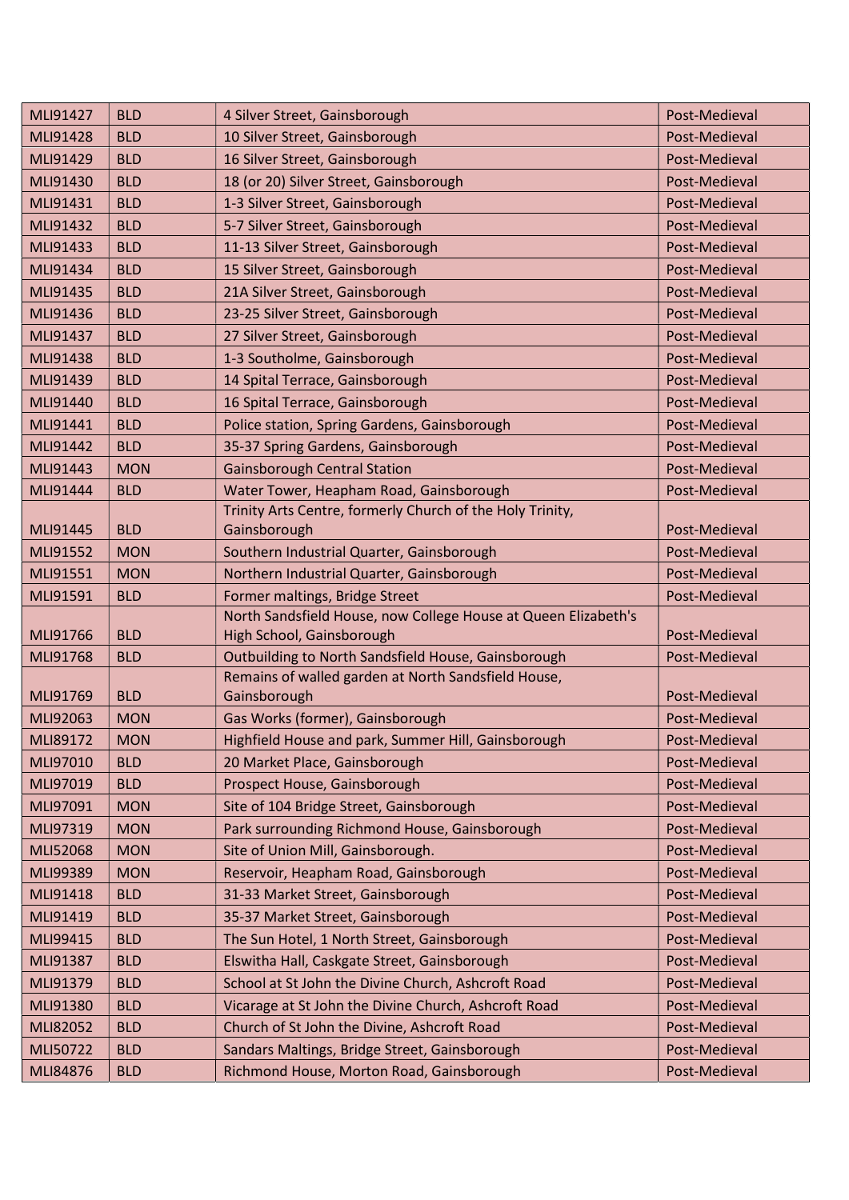| MLI91427 | BLD | 4 Silver Street, Gainsborough | Post-Medieval |
|---|---|---|---|
| MLI91428 | BLD | 10 Silver Street, Gainsborough | Post-Medieval |
| MLI91429 | BLD | 16 Silver Street, Gainsborough | Post-Medieval |
| MLI91430 | BLD | 18 (or 20) Silver Street, Gainsborough | Post-Medieval |
| MLI91431 | BLD | 1-3 Silver Street, Gainsborough | Post-Medieval |
| MLI91432 | BLD | 5-7 Silver Street, Gainsborough | Post-Medieval |
| MLI91433 | BLD | 11-13 Silver Street, Gainsborough | Post-Medieval |
| MLI91434 | BLD | 15 Silver Street, Gainsborough | Post-Medieval |
| MLI91435 | BLD | 21A Silver Street, Gainsborough | Post-Medieval |
| MLI91436 | BLD | 23-25 Silver Street, Gainsborough | Post-Medieval |
| MLI91437 | BLD | 27 Silver Street, Gainsborough | Post-Medieval |
| MLI91438 | BLD | 1-3 Southolme, Gainsborough | Post-Medieval |
| MLI91439 | BLD | 14 Spital Terrace, Gainsborough | Post-Medieval |
| MLI91440 | BLD | 16 Spital Terrace, Gainsborough | Post-Medieval |
| MLI91441 | BLD | Police station, Spring Gardens, Gainsborough | Post-Medieval |
| MLI91442 | BLD | 35-37 Spring Gardens, Gainsborough | Post-Medieval |
| MLI91443 | MON | Gainsborough Central Station | Post-Medieval |
| MLI91444 | BLD | Water Tower, Heapham Road, Gainsborough | Post-Medieval |
| MLI91445 | BLD | Trinity Arts Centre, formerly Church of the Holy Trinity, Gainsborough | Post-Medieval |
| MLI91552 | MON | Southern Industrial Quarter, Gainsborough | Post-Medieval |
| MLI91551 | MON | Northern Industrial Quarter, Gainsborough | Post-Medieval |
| MLI91591 | BLD | Former maltings, Bridge Street | Post-Medieval |
| MLI91766 | BLD | North Sandsfield House, now College House at Queen Elizabeth's High School, Gainsborough | Post-Medieval |
| MLI91768 | BLD | Outbuilding to North Sandsfield House, Gainsborough | Post-Medieval |
| MLI91769 | BLD | Remains of walled garden at North Sandsfield House, Gainsborough | Post-Medieval |
| MLI92063 | MON | Gas Works (former), Gainsborough | Post-Medieval |
| MLI89172 | MON | Highfield House and park, Summer Hill, Gainsborough | Post-Medieval |
| MLI97010 | BLD | 20 Market Place, Gainsborough | Post-Medieval |
| MLI97019 | BLD | Prospect House, Gainsborough | Post-Medieval |
| MLI97091 | MON | Site of 104 Bridge Street, Gainsborough | Post-Medieval |
| MLI97319 | MON | Park surrounding Richmond House, Gainsborough | Post-Medieval |
| MLI52068 | MON | Site of Union Mill, Gainsborough. | Post-Medieval |
| MLI99389 | MON | Reservoir, Heapham Road, Gainsborough | Post-Medieval |
| MLI91418 | BLD | 31-33 Market Street, Gainsborough | Post-Medieval |
| MLI91419 | BLD | 35-37 Market Street, Gainsborough | Post-Medieval |
| MLI99415 | BLD | The Sun Hotel, 1 North Street, Gainsborough | Post-Medieval |
| MLI91387 | BLD | Elswitha Hall, Caskgate Street, Gainsborough | Post-Medieval |
| MLI91379 | BLD | School at St John the Divine Church, Ashcroft Road | Post-Medieval |
| MLI91380 | BLD | Vicarage at St John the Divine Church, Ashcroft Road | Post-Medieval |
| MLI82052 | BLD | Church of St John the Divine, Ashcroft Road | Post-Medieval |
| MLI50722 | BLD | Sandars Maltings, Bridge Street, Gainsborough | Post-Medieval |
| MLI84876 | BLD | Richmond House, Morton Road, Gainsborough | Post-Medieval |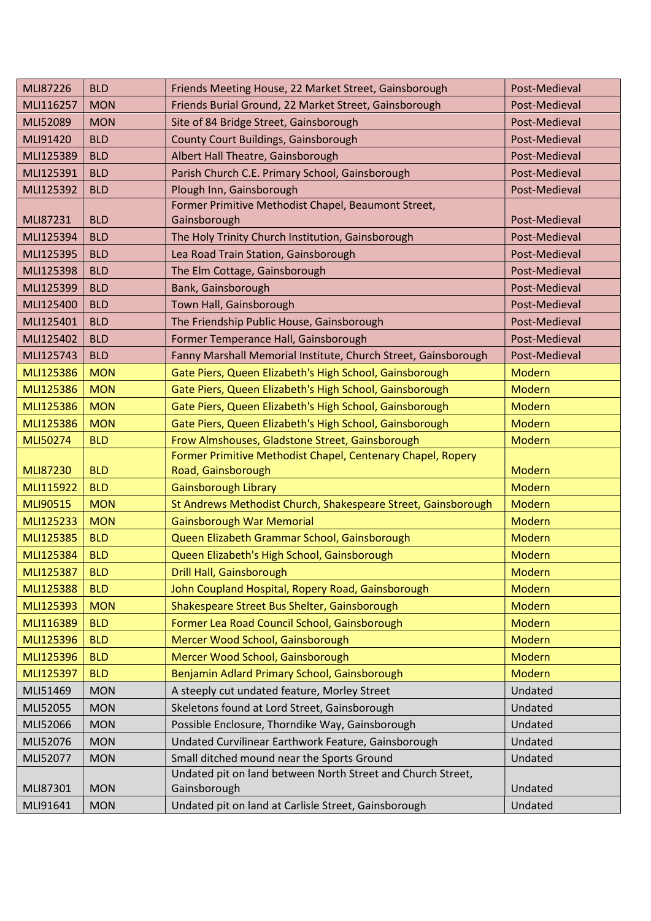| | | | |
|---|---|---|---|
| MLI87226 | BLD | Friends Meeting House, 22 Market Street, Gainsborough | Post-Medieval |
| MLI116257 | MON | Friends Burial Ground, 22 Market Street, Gainsborough | Post-Medieval |
| MLI52089 | MON | Site of 84 Bridge Street, Gainsborough | Post-Medieval |
| MLI91420 | BLD | County Court Buildings, Gainsborough | Post-Medieval |
| MLI125389 | BLD | Albert Hall Theatre, Gainsborough | Post-Medieval |
| MLI125391 | BLD | Parish Church C.E. Primary School, Gainsborough | Post-Medieval |
| MLI125392 | BLD | Plough Inn, Gainsborough | Post-Medieval |
| MLI87231 | BLD | Former Primitive Methodist Chapel, Beaumont Street, Gainsborough | Post-Medieval |
| MLI125394 | BLD | The Holy Trinity Church Institution, Gainsborough | Post-Medieval |
| MLI125395 | BLD | Lea Road Train Station, Gainsborough | Post-Medieval |
| MLI125398 | BLD | The Elm Cottage, Gainsborough | Post-Medieval |
| MLI125399 | BLD | Bank, Gainsborough | Post-Medieval |
| MLI125400 | BLD | Town Hall, Gainsborough | Post-Medieval |
| MLI125401 | BLD | The Friendship Public House, Gainsborough | Post-Medieval |
| MLI125402 | BLD | Former Temperance Hall, Gainsborough | Post-Medieval |
| MLI125743 | BLD | Fanny Marshall Memorial Institute, Church Street, Gainsborough | Post-Medieval |
| MLI125386 | MON | Gate Piers, Queen Elizabeth's High School, Gainsborough | Modern |
| MLI125386 | MON | Gate Piers, Queen Elizabeth's High School, Gainsborough | Modern |
| MLI125386 | MON | Gate Piers, Queen Elizabeth's High School, Gainsborough | Modern |
| MLI125386 | MON | Gate Piers, Queen Elizabeth's High School, Gainsborough | Modern |
| MLI50274 | BLD | Frow Almshouses, Gladstone Street, Gainsborough | Modern |
| MLI87230 | BLD | Former Primitive Methodist Chapel, Centenary Chapel, Ropery Road, Gainsborough | Modern |
| MLI115922 | BLD | Gainsborough Library | Modern |
| MLI90515 | MON | St Andrews Methodist Church, Shakespeare Street, Gainsborough | Modern |
| MLI125233 | MON | Gainsborough War Memorial | Modern |
| MLI125385 | BLD | Queen Elizabeth Grammar School, Gainsborough | Modern |
| MLI125384 | BLD | Queen Elizabeth's High School, Gainsborough | Modern |
| MLI125387 | BLD | Drill Hall, Gainsborough | Modern |
| MLI125388 | BLD | John Coupland Hospital, Ropery Road, Gainsborough | Modern |
| MLI125393 | MON | Shakespeare Street Bus Shelter, Gainsborough | Modern |
| MLI116389 | BLD | Former Lea Road Council School, Gainsborough | Modern |
| MLI125396 | BLD | Mercer Wood School, Gainsborough | Modern |
| MLI125396 | BLD | Mercer Wood School, Gainsborough | Modern |
| MLI125397 | BLD | Benjamin Adlard Primary School, Gainsborough | Modern |
| MLI51469 | MON | A steeply cut undated feature, Morley Street | Undated |
| MLI52055 | MON | Skeletons found at Lord Street, Gainsborough | Undated |
| MLI52066 | MON | Possible Enclosure, Thorndike Way, Gainsborough | Undated |
| MLI52076 | MON | Undated Curvilinear Earthwork Feature, Gainsborough | Undated |
| MLI52077 | MON | Small ditched mound near the Sports Ground | Undated |
| MLI87301 | MON | Undated pit on land between North Street and Church Street, Gainsborough | Undated |
| MLI91641 | MON | Undated pit on land at Carlisle Street, Gainsborough | Undated |